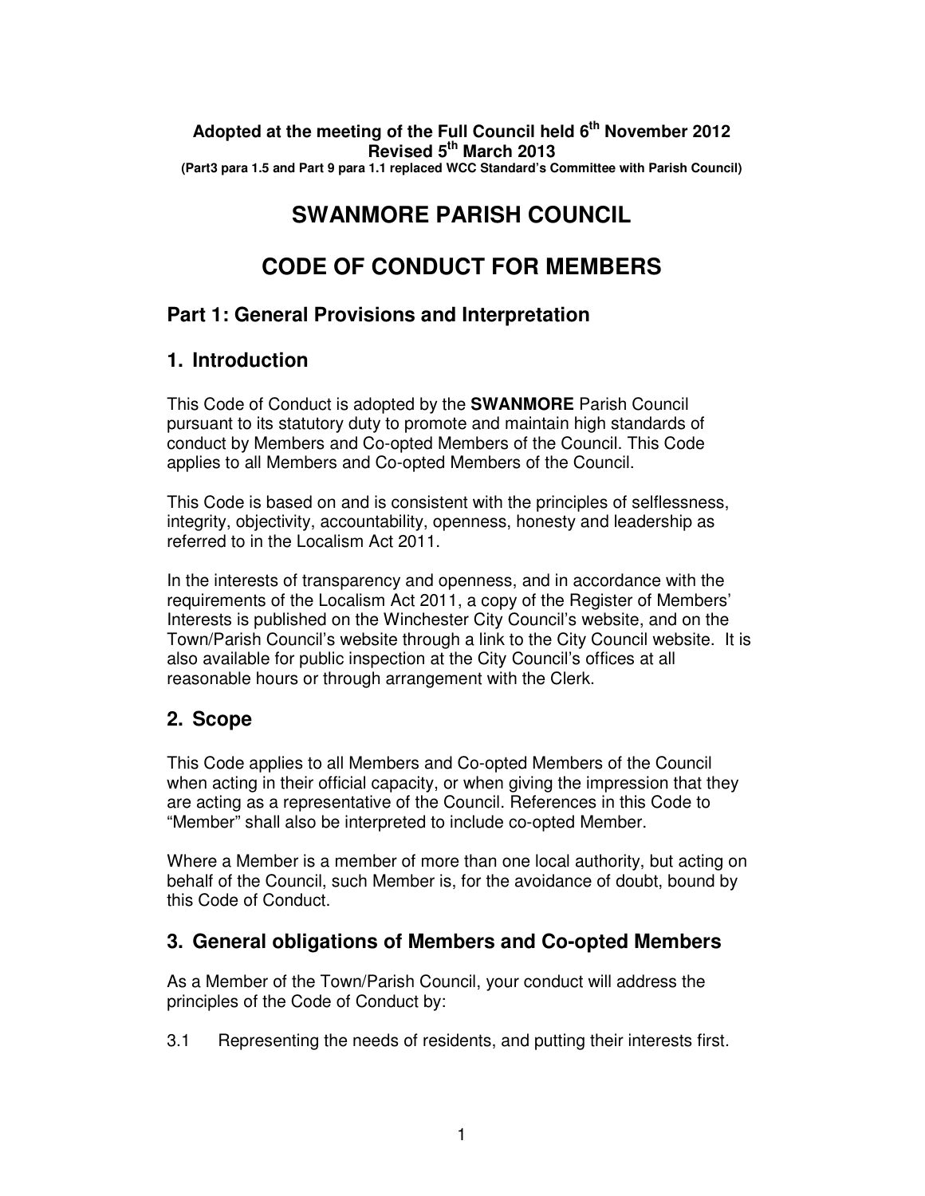**Adopted at the meeting of the Full Council held 6th November 2012**
**Revised 5th March 2013**
**(Part3 para 1.5 and Part 9 para 1.1 replaced WCC Standard's Committee with Parish Council)**

# SWANMORE PARISH COUNCIL

# CODE OF CONDUCT FOR MEMBERS

## Part 1: General Provisions and Interpretation

## 1. Introduction

This Code of Conduct is adopted by the **SWANMORE** Parish Council pursuant to its statutory duty to promote and maintain high standards of conduct by Members and Co-opted Members of the Council. This Code applies to all Members and Co-opted Members of the Council.

This Code is based on and is consistent with the principles of selflessness, integrity, objectivity, accountability, openness, honesty and leadership as referred to in the Localism Act 2011.

In the interests of transparency and openness, and in accordance with the requirements of the Localism Act 2011, a copy of the Register of Members' Interests is published on the Winchester City Council's website, and on the Town/Parish Council's website through a link to the City Council website. It is also available for public inspection at the City Council's offices at all reasonable hours or through arrangement with the Clerk.

## 2. Scope

This Code applies to all Members and Co-opted Members of the Council when acting in their official capacity, or when giving the impression that they are acting as a representative of the Council. References in this Code to "Member" shall also be interpreted to include co-opted Member.

Where a Member is a member of more than one local authority, but acting on behalf of the Council, such Member is, for the avoidance of doubt, bound by this Code of Conduct.

## 3. General obligations of Members and Co-opted Members

As a Member of the Town/Parish Council, your conduct will address the principles of the Code of Conduct by:

3.1 Representing the needs of residents, and putting their interests first.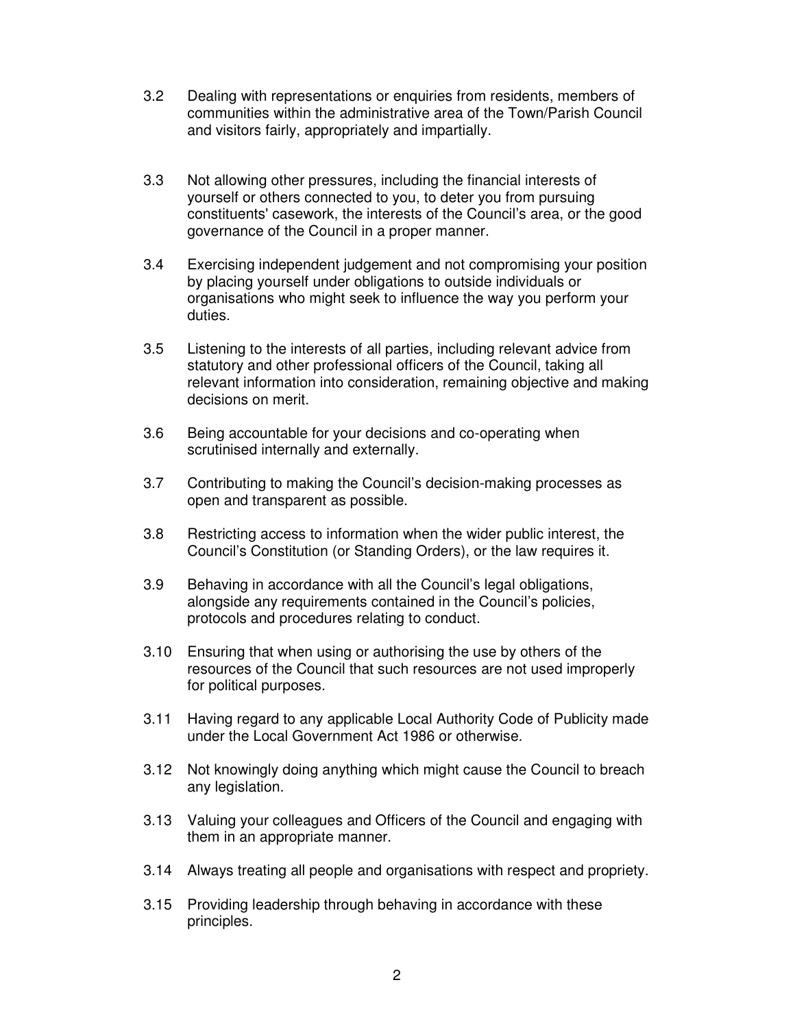3.2 Dealing with representations or enquiries from residents, members of communities within the administrative area of the Town/Parish Council and visitors fairly, appropriately and impartially.

3.3 Not allowing other pressures, including the financial interests of yourself or others connected to you, to deter you from pursuing constituents' casework, the interests of the Council's area, or the good governance of the Council in a proper manner.

3.4 Exercising independent judgement and not compromising your position by placing yourself under obligations to outside individuals or organisations who might seek to influence the way you perform your duties.

3.5 Listening to the interests of all parties, including relevant advice from statutory and other professional officers of the Council, taking all relevant information into consideration, remaining objective and making decisions on merit.

3.6 Being accountable for your decisions and co-operating when scrutinised internally and externally.

3.7 Contributing to making the Council's decision-making processes as open and transparent as possible.

3.8 Restricting access to information when the wider public interest, the Council's Constitution (or Standing Orders), or the law requires it.

3.9 Behaving in accordance with all the Council's legal obligations, alongside any requirements contained in the Council's policies, protocols and procedures relating to conduct.

3.10 Ensuring that when using or authorising the use by others of the resources of the Council that such resources are not used improperly for political purposes.

3.11 Having regard to any applicable Local Authority Code of Publicity made under the Local Government Act 1986 or otherwise.

3.12 Not knowingly doing anything which might cause the Council to breach any legislation.

3.13 Valuing your colleagues and Officers of the Council and engaging with them in an appropriate manner.

3.14 Always treating all people and organisations with respect and propriety.

3.15 Providing leadership through behaving in accordance with these principles.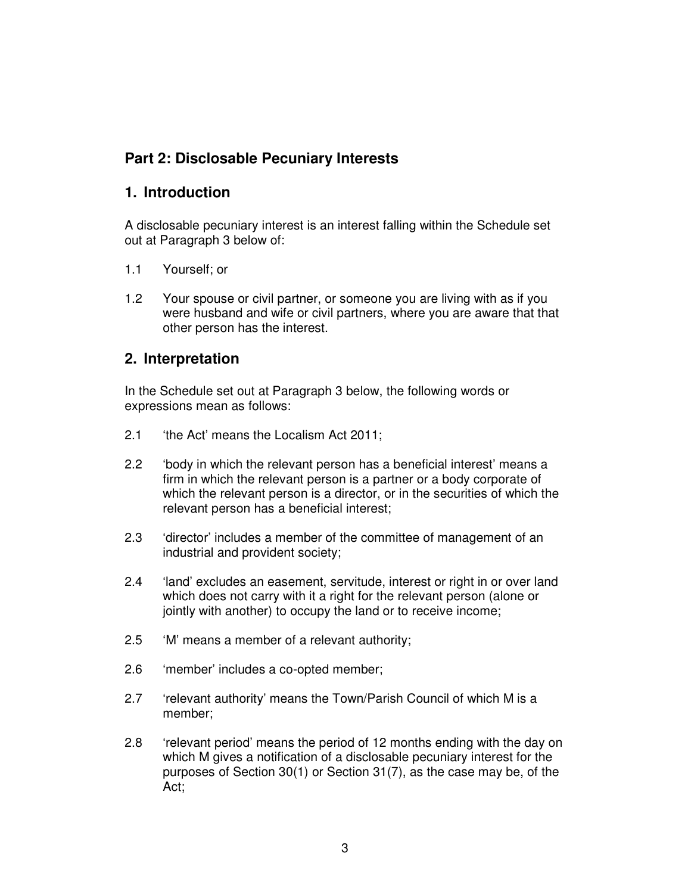## Part 2: Disclosable Pecuniary Interests

## 1. Introduction

A disclosable pecuniary interest is an interest falling within the Schedule set out at Paragraph 3 below of:

1.1 Yourself; or

1.2 Your spouse or civil partner, or someone you are living with as if you were husband and wife or civil partners, where you are aware that that other person has the interest.

## 2. Interpretation

In the Schedule set out at Paragraph 3 below, the following words or expressions mean as follows:

2.1 'the Act' means the Localism Act 2011;

2.2 'body in which the relevant person has a beneficial interest' means a firm in which the relevant person is a partner or a body corporate of which the relevant person is a director, or in the securities of which the relevant person has a beneficial interest;

2.3 'director' includes a member of the committee of management of an industrial and provident society;

2.4 'land' excludes an easement, servitude, interest or right in or over land which does not carry with it a right for the relevant person (alone or jointly with another) to occupy the land or to receive income;

2.5 'M' means a member of a relevant authority;

2.6 'member' includes a co-opted member;

2.7 'relevant authority' means the Town/Parish Council of which M is a member;

2.8 'relevant period' means the period of 12 months ending with the day on which M gives a notification of a disclosable pecuniary interest for the purposes of Section 30(1) or Section 31(7), as the case may be, of the Act;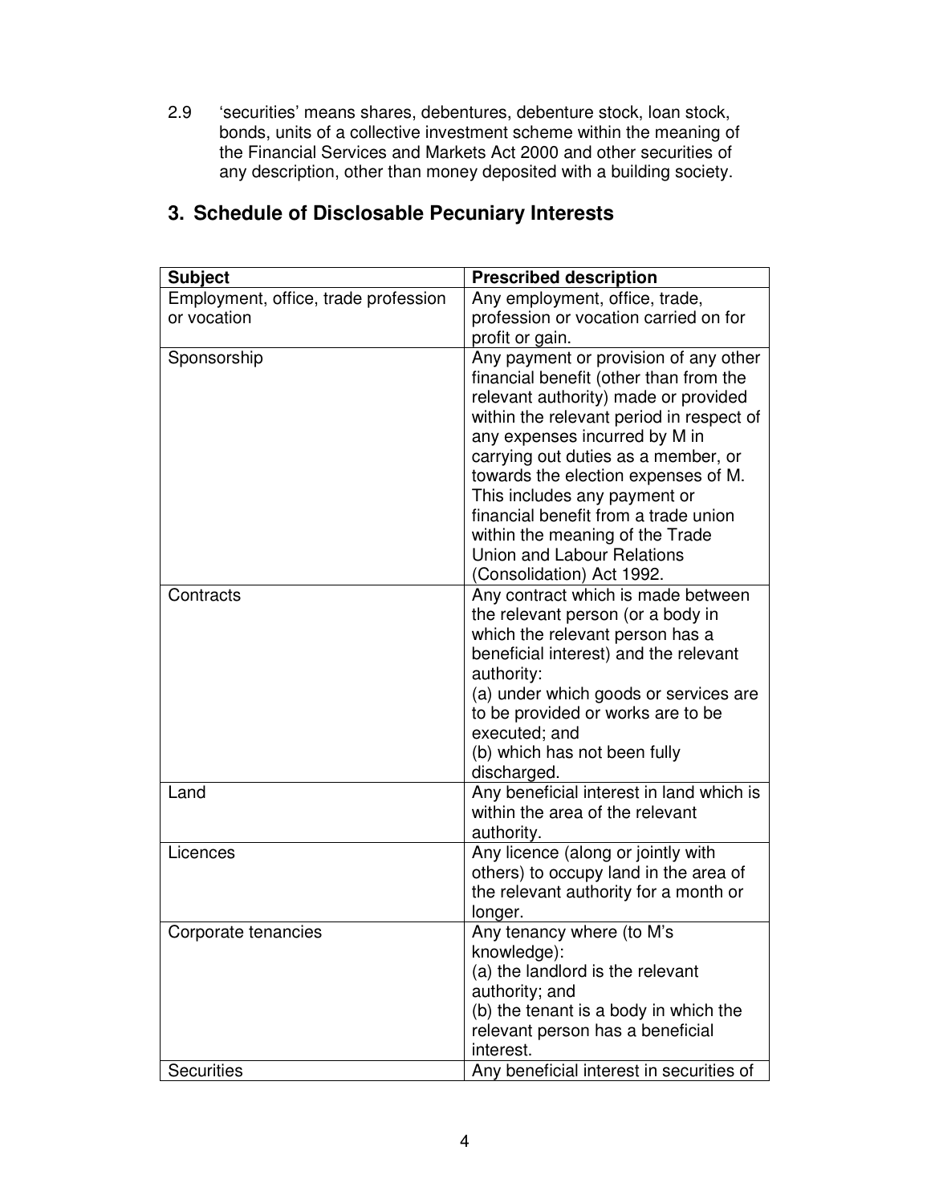2.9 'securities' means shares, debentures, debenture stock, loan stock, bonds, units of a collective investment scheme within the meaning of the Financial Services and Markets Act 2000 and other securities of any description, other than money deposited with a building society.

## 3. Schedule of Disclosable Pecuniary Interests

| Subject | Prescribed description |
|---|---|
| Employment, office, trade profession or vocation | Any employment, office, trade, profession or vocation carried on for profit or gain. |
| Sponsorship | Any payment or provision of any other financial benefit (other than from the relevant authority) made or provided within the relevant period in respect of any expenses incurred by M in carrying out duties as a member, or towards the election expenses of M. This includes any payment or financial benefit from a trade union within the meaning of the Trade Union and Labour Relations (Consolidation) Act 1992. |
| Contracts | Any contract which is made between the relevant person (or a body in which the relevant person has a beneficial interest) and the relevant authority:<br>(a) under which goods or services are to be provided or works are to be executed; and<br>(b) which has not been fully discharged. |
| Land | Any beneficial interest in land which is within the area of the relevant authority. |
| Licences | Any licence (along or jointly with others) to occupy land in the area of the relevant authority for a month or longer. |
| Corporate tenancies | Any tenancy where (to M's knowledge):<br>(a) the landlord is the relevant authority; and<br>(b) the tenant is a body in which the relevant person has a beneficial interest. |
| Securities | Any beneficial interest in securities of |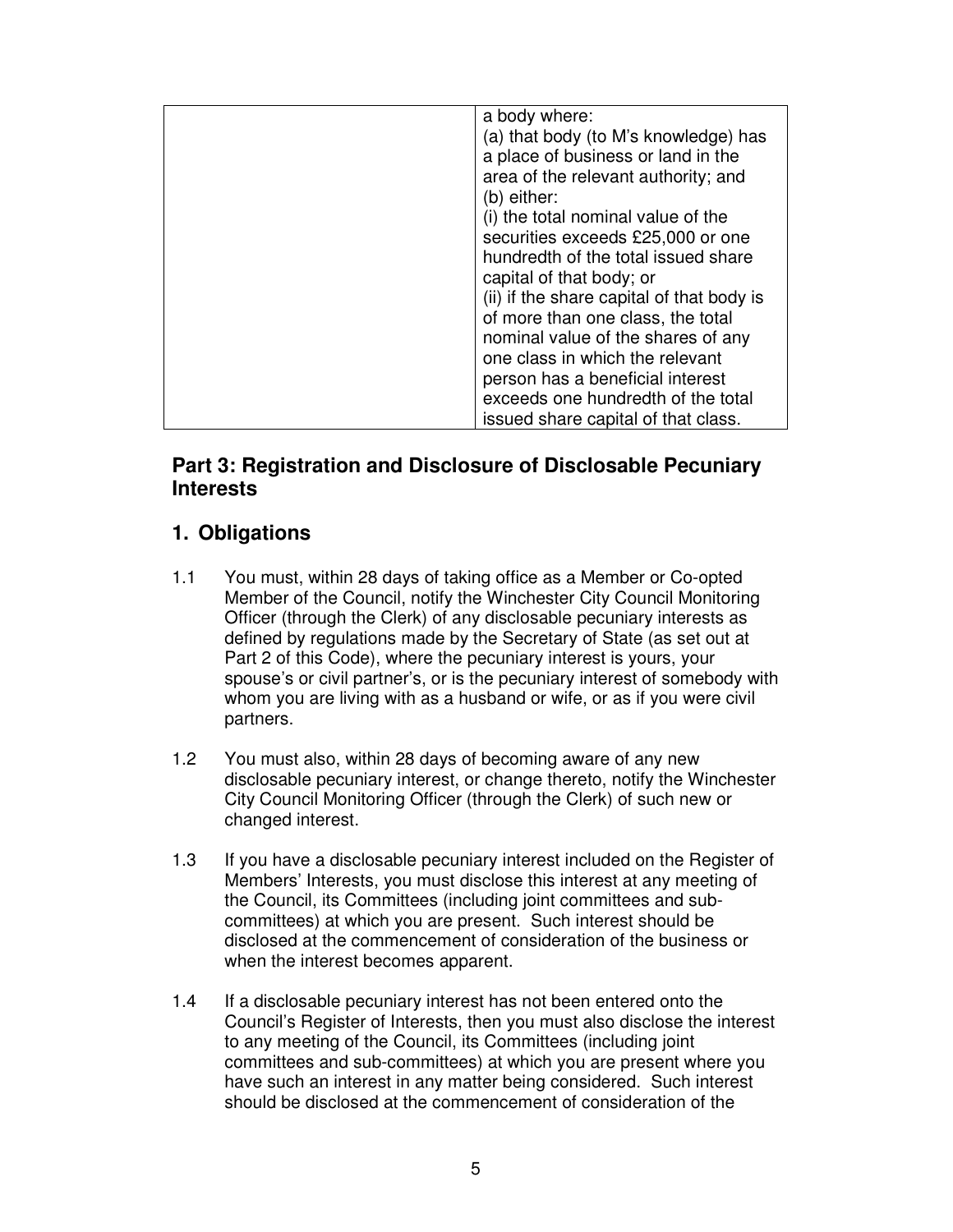| | |
|---|---|
| | a body where:<br>(a) that body (to M's knowledge) has a place of business or land in the area of the relevant authority; and<br>(b) either:<br>(i) the total nominal value of the securities exceeds £25,000 or one hundredth of the total issued share capital of that body; or<br>(ii) if the share capital of that body is of more than one class, the total nominal value of the shares of any one class in which the relevant person has a beneficial interest exceeds one hundredth of the total issued share capital of that class. |

## Part 3: Registration and Disclosure of Disclosable Pecuniary Interests

## 1. Obligations

1.1 You must, within 28 days of taking office as a Member or Co-opted Member of the Council, notify the Winchester City Council Monitoring Officer (through the Clerk) of any disclosable pecuniary interests as defined by regulations made by the Secretary of State (as set out at Part 2 of this Code), where the pecuniary interest is yours, your spouse's or civil partner's, or is the pecuniary interest of somebody with whom you are living with as a husband or wife, or as if you were civil partners.

1.2 You must also, within 28 days of becoming aware of any new disclosable pecuniary interest, or change thereto, notify the Winchester City Council Monitoring Officer (through the Clerk) of such new or changed interest.

1.3 If you have a disclosable pecuniary interest included on the Register of Members' Interests, you must disclose this interest at any meeting of the Council, its Committees (including joint committees and sub-committees) at which you are present. Such interest should be disclosed at the commencement of consideration of the business or when the interest becomes apparent.

1.4 If a disclosable pecuniary interest has not been entered onto the Council's Register of Interests, then you must also disclose the interest to any meeting of the Council, its Committees (including joint committees and sub-committees) at which you are present where you have such an interest in any matter being considered. Such interest should be disclosed at the commencement of consideration of the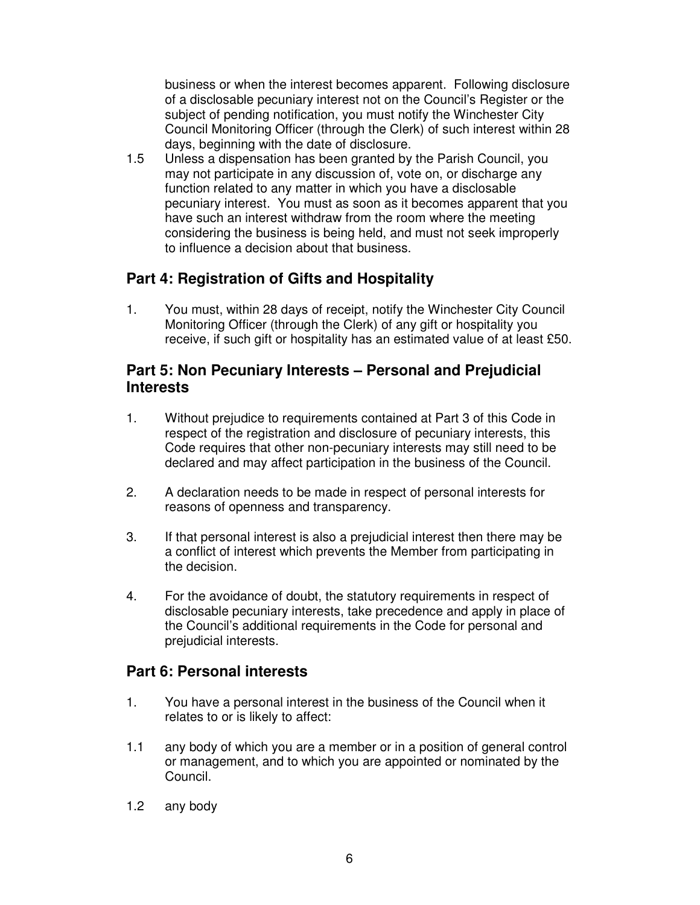business or when the interest becomes apparent. Following disclosure of a disclosable pecuniary interest not on the Council's Register or the subject of pending notification, you must notify the Winchester City Council Monitoring Officer (through the Clerk) of such interest within 28 days, beginning with the date of disclosure.

1.5 Unless a dispensation has been granted by the Parish Council, you may not participate in any discussion of, vote on, or discharge any function related to any matter in which you have a disclosable pecuniary interest. You must as soon as it becomes apparent that you have such an interest withdraw from the room where the meeting considering the business is being held, and must not seek improperly to influence a decision about that business.

## Part 4: Registration of Gifts and Hospitality

1. You must, within 28 days of receipt, notify the Winchester City Council Monitoring Officer (through the Clerk) of any gift or hospitality you receive, if such gift or hospitality has an estimated value of at least £50.

## Part 5: Non Pecuniary Interests – Personal and Prejudicial Interests

1. Without prejudice to requirements contained at Part 3 of this Code in respect of the registration and disclosure of pecuniary interests, this Code requires that other non-pecuniary interests may still need to be declared and may affect participation in the business of the Council.

2. A declaration needs to be made in respect of personal interests for reasons of openness and transparency.

3. If that personal interest is also a prejudicial interest then there may be a conflict of interest which prevents the Member from participating in the decision.

4. For the avoidance of doubt, the statutory requirements in respect of disclosable pecuniary interests, take precedence and apply in place of the Council's additional requirements in the Code for personal and prejudicial interests.

## Part 6: Personal interests

1. You have a personal interest in the business of the Council when it relates to or is likely to affect:

1.1 any body of which you are a member or in a position of general control or management, and to which you are appointed or nominated by the Council.

1.2 any body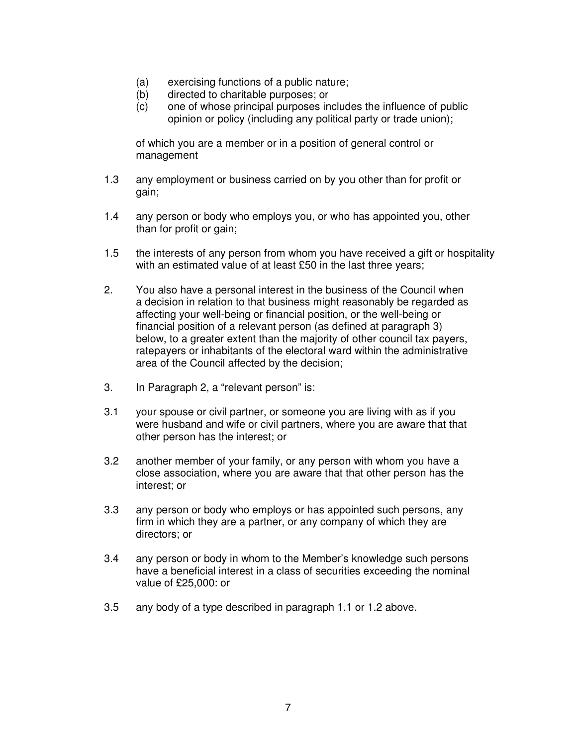(a) exercising functions of a public nature;
(b) directed to charitable purposes; or
(c) one of whose principal purposes includes the influence of public opinion or policy (including any political party or trade union);

of which you are a member or in a position of general control or management

1.3 any employment or business carried on by you other than for profit or gain;

1.4 any person or body who employs you, or who has appointed you, other than for profit or gain;

1.5 the interests of any person from whom you have received a gift or hospitality with an estimated value of at least £50 in the last three years;

2. You also have a personal interest in the business of the Council when a decision in relation to that business might reasonably be regarded as affecting your well-being or financial position, or the well-being or financial position of a relevant person (as defined at paragraph 3) below, to a greater extent than the majority of other council tax payers, ratepayers or inhabitants of the electoral ward within the administrative area of the Council affected by the decision;

3. In Paragraph 2, a "relevant person" is:

3.1 your spouse or civil partner, or someone you are living with as if you were husband and wife or civil partners, where you are aware that that other person has the interest; or

3.2 another member of your family, or any person with whom you have a close association, where you are aware that that other person has the interest; or

3.3 any person or body who employs or has appointed such persons, any firm in which they are a partner, or any company of which they are directors; or

3.4 any person or body in whom to the Member's knowledge such persons have a beneficial interest in a class of securities exceeding the nominal value of £25,000: or

3.5 any body of a type described in paragraph 1.1 or 1.2 above.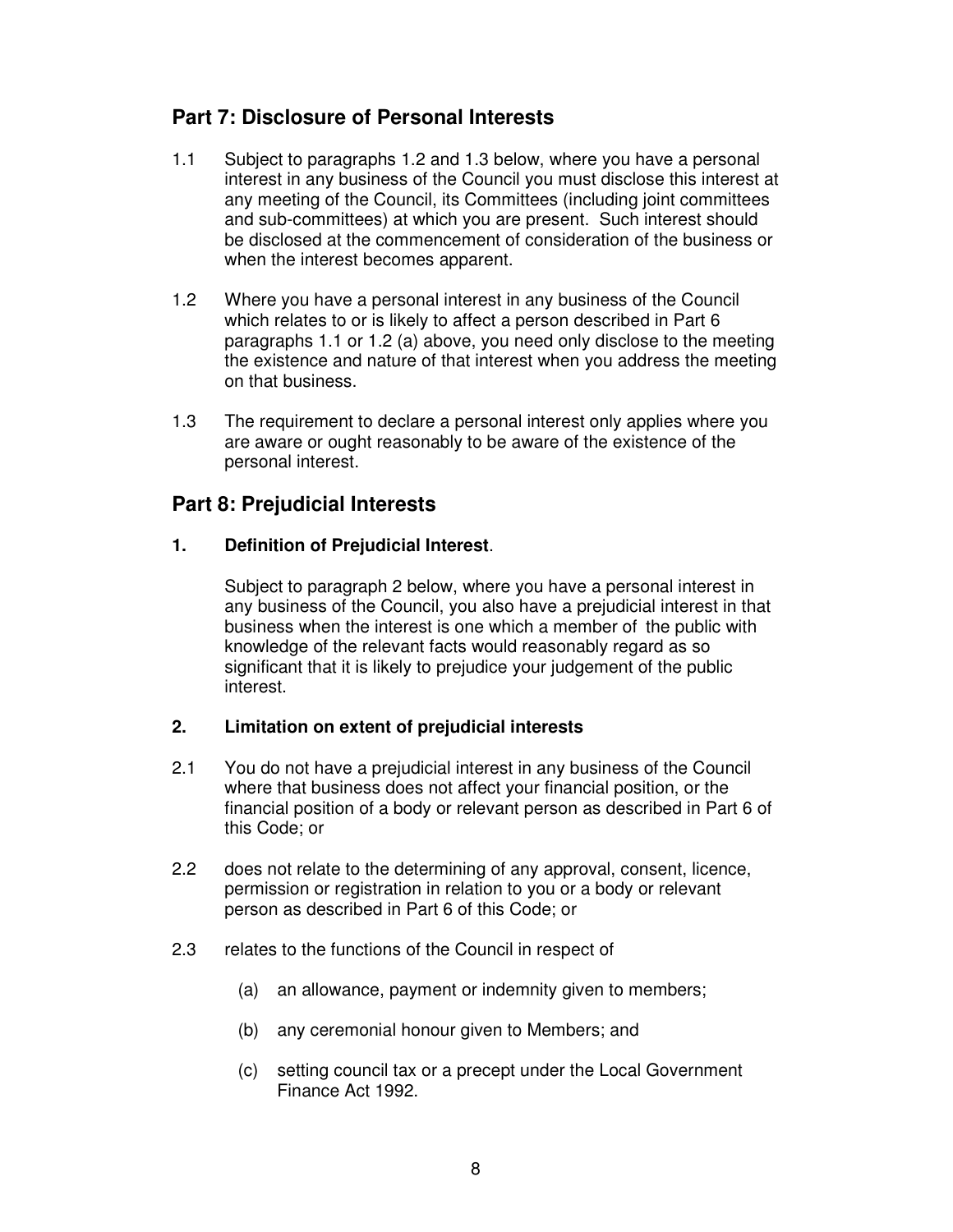## Part 7: Disclosure of Personal Interests

1.1 Subject to paragraphs 1.2 and 1.3 below, where you have a personal interest in any business of the Council you must disclose this interest at any meeting of the Council, its Committees (including joint committees and sub-committees) at which you are present. Such interest should be disclosed at the commencement of consideration of the business or when the interest becomes apparent.

1.2 Where you have a personal interest in any business of the Council which relates to or is likely to affect a person described in Part 6 paragraphs 1.1 or 1.2 (a) above, you need only disclose to the meeting the existence and nature of that interest when you address the meeting on that business.

1.3 The requirement to declare a personal interest only applies where you are aware or ought reasonably to be aware of the existence of the personal interest.

## Part 8: Prejudicial Interests

**1. Definition of Prejudicial Interest**.

Subject to paragraph 2 below, where you have a personal interest in any business of the Council, you also have a prejudicial interest in that business when the interest is one which a member of the public with knowledge of the relevant facts would reasonably regard as so significant that it is likely to prejudice your judgement of the public interest.

**2. Limitation on extent of prejudicial interests**

2.1 You do not have a prejudicial interest in any business of the Council where that business does not affect your financial position, or the financial position of a body or relevant person as described in Part 6 of this Code; or

2.2 does not relate to the determining of any approval, consent, licence, permission or registration in relation to you or a body or relevant person as described in Part 6 of this Code; or

2.3 relates to the functions of the Council in respect of

(a) an allowance, payment or indemnity given to members;

(b) any ceremonial honour given to Members; and

(c) setting council tax or a precept under the Local Government Finance Act 1992.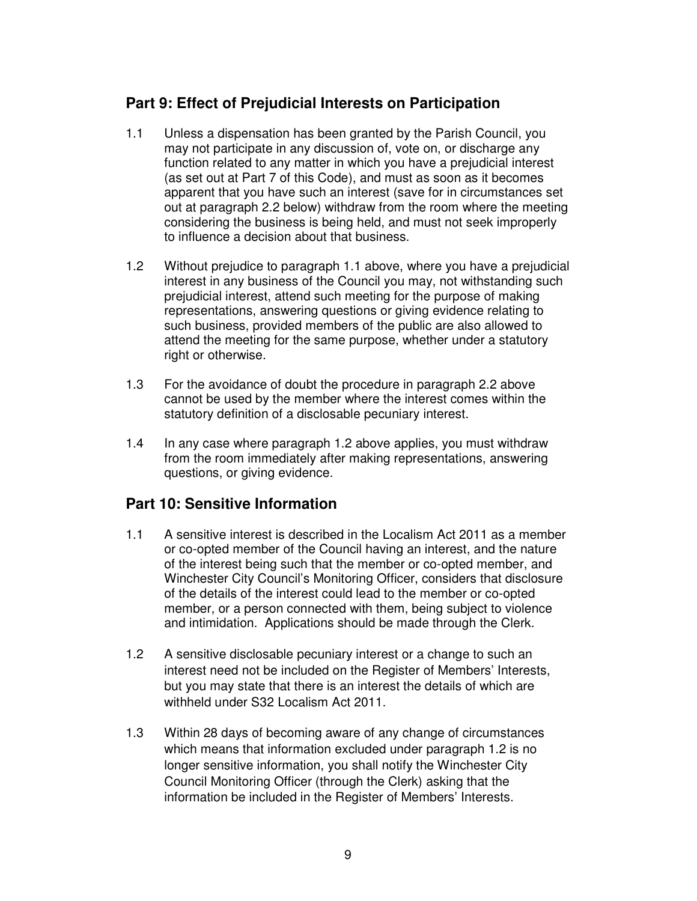## Part 9: Effect of Prejudicial Interests on Participation

1.1 Unless a dispensation has been granted by the Parish Council, you may not participate in any discussion of, vote on, or discharge any function related to any matter in which you have a prejudicial interest (as set out at Part 7 of this Code), and must as soon as it becomes apparent that you have such an interest (save for in circumstances set out at paragraph 2.2 below) withdraw from the room where the meeting considering the business is being held, and must not seek improperly to influence a decision about that business.

1.2 Without prejudice to paragraph 1.1 above, where you have a prejudicial interest in any business of the Council you may, not withstanding such prejudicial interest, attend such meeting for the purpose of making representations, answering questions or giving evidence relating to such business, provided members of the public are also allowed to attend the meeting for the same purpose, whether under a statutory right or otherwise.

1.3 For the avoidance of doubt the procedure in paragraph 2.2 above cannot be used by the member where the interest comes within the statutory definition of a disclosable pecuniary interest.

1.4 In any case where paragraph 1.2 above applies, you must withdraw from the room immediately after making representations, answering questions, or giving evidence.

## Part 10: Sensitive Information

1.1 A sensitive interest is described in the Localism Act 2011 as a member or co-opted member of the Council having an interest, and the nature of the interest being such that the member or co-opted member, and Winchester City Council's Monitoring Officer, considers that disclosure of the details of the interest could lead to the member or co-opted member, or a person connected with them, being subject to violence and intimidation. Applications should be made through the Clerk.

1.2 A sensitive disclosable pecuniary interest or a change to such an interest need not be included on the Register of Members' Interests, but you may state that there is an interest the details of which are withheld under S32 Localism Act 2011.

1.3 Within 28 days of becoming aware of any change of circumstances which means that information excluded under paragraph 1.2 is no longer sensitive information, you shall notify the Winchester City Council Monitoring Officer (through the Clerk) asking that the information be included in the Register of Members' Interests.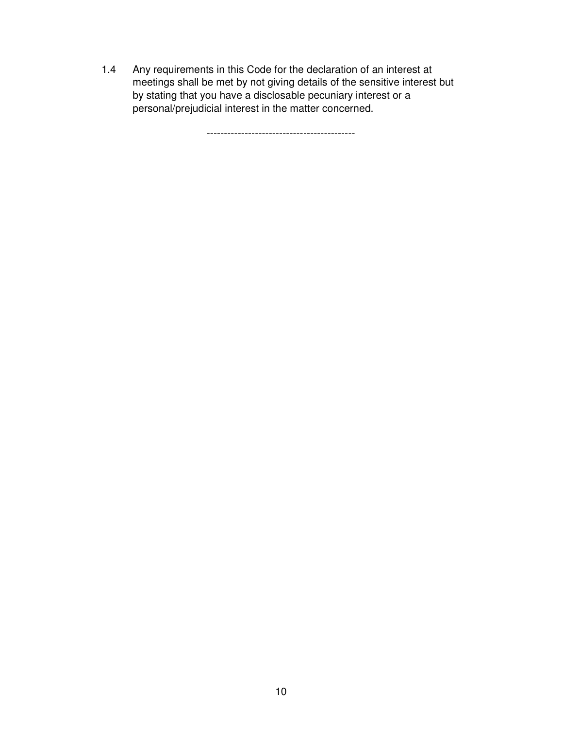1.4 Any requirements in this Code for the declaration of an interest at meetings shall be met by not giving details of the sensitive interest but by stating that you have a disclosable pecuniary interest or a personal/prejudicial interest in the matter concerned.

-------------------------------------------